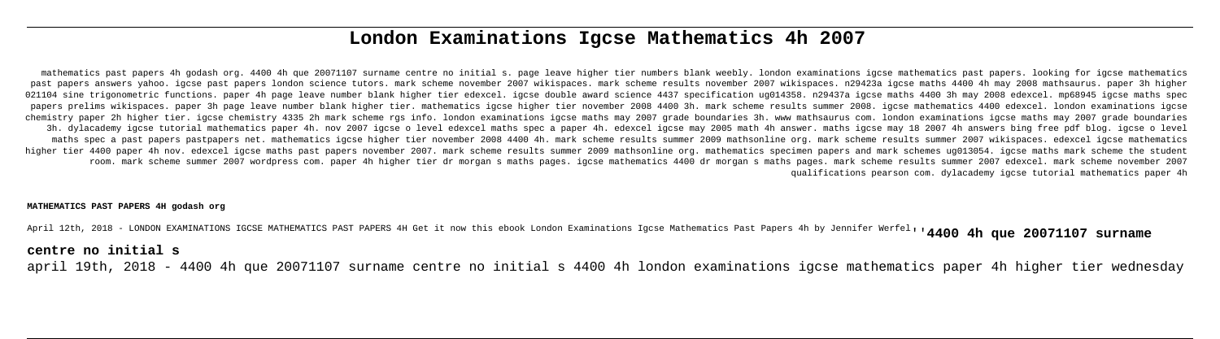# London Examinations Igcse Mathematics 4h 2007

mathematics past papers 4h godash org. 4400 4h que 20071107 surname centre no initial s. page leave higher tier numbers blank weebly. london examinations igcse mathematics past papers. looking for igcse mathematics past papers answers yahoo. igcse past papers london science tutors. mark scheme november 2007 wikispaces. mark scheme results november 2007 wikispaces. n29423a igcse maths 4400 4h may 2008 mathsaurus. paper 3h higher 021104 sine trigonometric functions. paper 4h page leave number blank higher tier edexcel. igcse double award science 4437 specification ug014358. n29437a igcse maths 4400 3h may 2008 edexcel. mp68945 igcse maths spec papers prelims wikispaces. paper 3h page leave number blank higher tier. mathematics igcse higher tier november 2008 4400 3h. mark scheme results summer 2008. igcse mathematics 4400 edexcel. london examinations igcse chemistry paper 2h higher tier. igcse chemistry 4335 2h mark scheme rgs info. london examinations igcse maths may 2007 grade boundaries 3h. www mathsaurus com. london examinations igcse maths may 2007 grade boundaries 3h. dylacademy igcse tutorial mathematics paper 4h. nov 2007 igcse o level edexcel maths spec a paper 4h. edexcel igcse may 2005 math 4h answer. maths igcse may 18 2007 4h answers bing free pdf blog. igcse o level maths spec a past papers pastpapers net. mathematics igcse higher tier november 2008 4400 4h. mark scheme results summer 2009 mathsonline org. mark scheme results summer 2007 wikispaces. edexcel igcse mathematics higher tier 4400 paper 4h nov. edexcel igcse maths past papers november 2007. mark scheme results summer 2009 mathsonline org. mathematics specimen papers and mark schemes ug013054. igcse maths mark scheme the student room. mark scheme summer 2007 wordpress com. paper 4h higher tier dr morgan s maths pages. igcse mathematics 4400 dr morgan s maths pages. mark scheme results summer 2007 edexcel. mark scheme november 2007 qualifications pearson com. dylacademy igcse tutorial mathematics paper 4h

**MATHEMATICS PAST PAPERS 4H godash org**

April 12th, 2018 - LONDON EXAMINATIONS IGCSE MATHEMATICS PAST PAPERS 4H Get it now this ebook London Examinations Igcse Mathematics Past Papers 4h by Jennifer Werfel''**4400 4h que 20071107 surname centre no initial s**

april 19th, 2018 - 4400 4h que 20071107 surname centre no initial s 4400 4h london examinations igcse mathematics paper 4h higher tier wednesday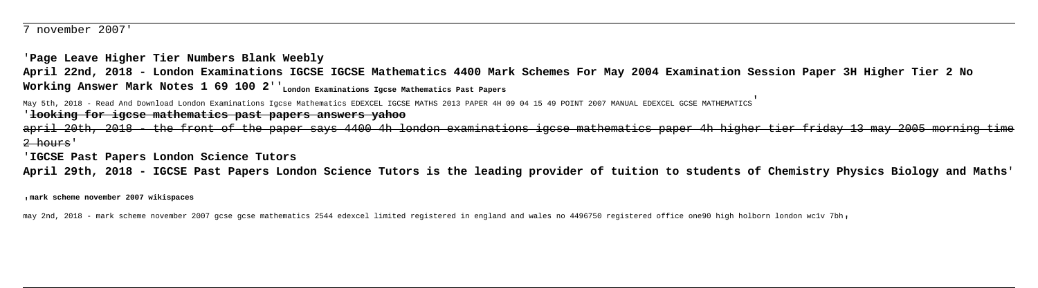7 november 2007'

'**Page Leave Higher Tier Numbers Blank Weebly**

**April 22nd, 2018 - London Examinations IGCSE IGCSE Mathematics 4400 Mark Schemes For May 2004 Examination Session Paper 3H Higher Tier 2 No Working Answer Mark Notes 1 69 100 2**''**London Examinations Igcse Mathematics Past Papers**

May 5th, 2018 - Read And Download London Examinations Igcse Mathematics EDEXCEL IGCSE MATHS 2013 PAPER 4H 09 04 15 49 POINT 2007 MANUAL EDEXCEL GCSE MATHEMATICS'

'**looking for igcse mathematics past papers answers yahoo**

april 20th, 2018 - the front of the paper says 4400 4h london examinations igcse mathematics paper 4h higher tier friday 13 may 2005 morning time 2 hours'

'**IGCSE Past Papers London Science Tutors**

**April 29th, 2018 - IGCSE Past Papers London Science Tutors is the leading provider of tuition to students of Chemistry Physics Biology and Maths**'

'**mark scheme november 2007 wikispaces**

may 2nd, 2018 - mark scheme november 2007 gcse gcse mathematics 2544 edexcel limited registered in england and wales no 4496750 registered office one90 high holborn london wc1v 7bh'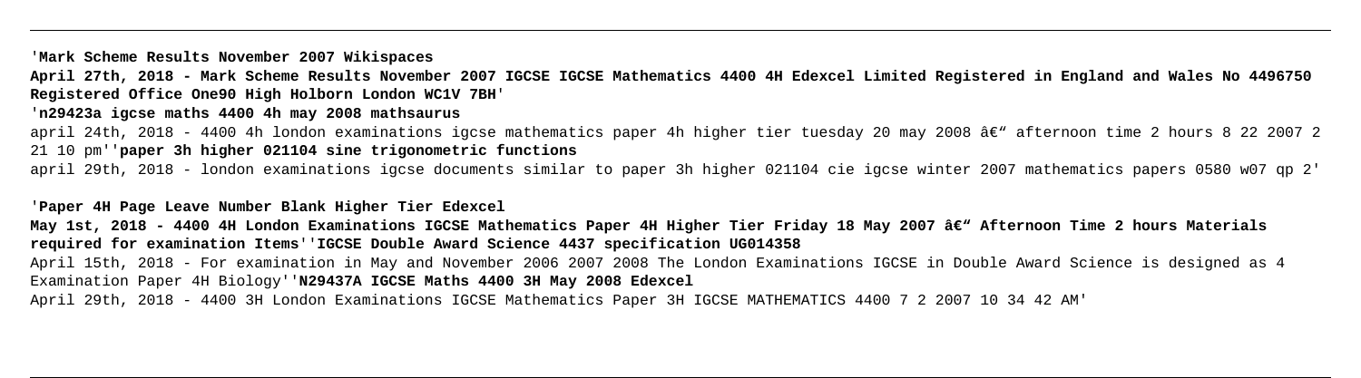'**Mark Scheme Results November 2007 Wikispaces**

**April 27th, 2018 - Mark Scheme Results November 2007 IGCSE IGCSE Mathematics 4400 4H Edexcel Limited Registered in England and Wales No 4496750 Registered Office One90 High Holborn London WC1V 7BH**'

'**n29423a igcse maths 4400 4h may 2008 mathsaurus**

april 24th, 2018 - 4400 4h london examinations igcse mathematics paper 4h higher tier tuesday 20 may 2008 â€" afternoon time 2 hours 8 22 2007 2 21 10 pm''**paper 3h higher 021104 sine trigonometric functions**

april 29th, 2018 - london examinations igcse documents similar to paper 3h higher 021104 cie igcse winter 2007 mathematics papers 0580 w07 qp 2'

'**Paper 4H Page Leave Number Blank Higher Tier Edexcel**

**May 1st, 2018 - 4400 4H London Examinations IGCSE Mathematics Paper 4H Higher Tier Friday 18 May 2007 â€" Afternoon Time 2 hours Materials required for examination Items**''**IGCSE Double Award Science 4437 specification UG014358**

April 15th, 2018 - For examination in May and November 2006 2007 2008 The London Examinations IGCSE in Double Award Science is designed as 4 Examination Paper 4H Biology''**N29437A IGCSE Maths 4400 3H May 2008 Edexcel**

April 29th, 2018 - 4400 3H London Examinations IGCSE Mathematics Paper 3H IGCSE MATHEMATICS 4400 7 2 2007 10 34 42 AM'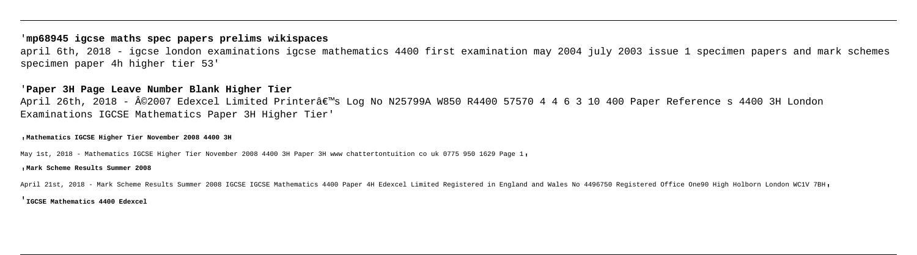## 'mp68945 igcse maths spec papers prelims wikispaces

april 6th, 2018 - igcse london examinations igcse mathematics 4400 first examination may 2004 july 2003 issue 1 specimen papers and mark schemes specimen paper 4h higher tier 53'

## 'Paper 3H Page Leave Number Blank Higher Tier

April 26th, 2018 - Â©2007 Edexcel Limited Printerâ€™s Log No N25799A W850 R4400 57570 4 4 6 3 10 400 Paper Reference s 4400 3H London Examinations IGCSE Mathematics Paper 3H Higher Tier'

**'Mathematics IGCSE Higher Tier November 2008 4400 3H**

May 1st, 2018 - Mathematics IGCSE Higher Tier November 2008 4400 3H Paper 3H www chattertontuition co uk 0775 950 1629 Page 1'

**'Mark Scheme Results Summer 2008**

April 21st, 2018 - Mark Scheme Results Summer 2008 IGCSE IGCSE Mathematics 4400 Paper 4H Edexcel Limited Registered in England and Wales No 4496750 Registered Office One90 High Holborn London WC1V 7BH'

**'IGCSE Mathematics 4400 Edexcel**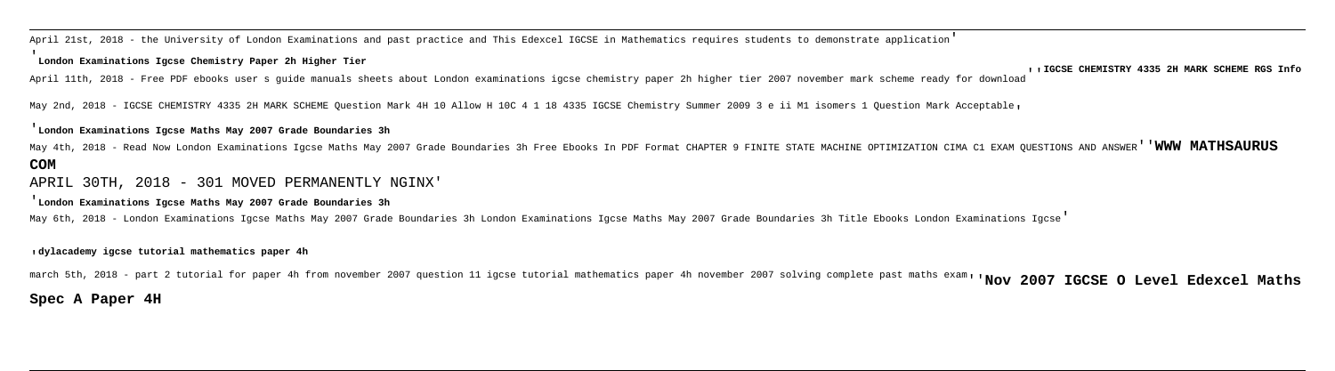April 21st, 2018 - the University of London Examinations and past practice and This Edexcel IGCSE in Mathematics requires students to demonstrate application'

'**London Examinations Igcse Chemistry Paper 2h Higher Tier**

April 11th, 2018 - Free PDF ebooks user s guide manuals sheets about London examinations igcse chemistry paper 2h higher tier 2007 november mark scheme ready for download''**IGCSE CHEMISTRY 4335 2H MARK SCHEME RGS Info**

May 2nd, 2018 - IGCSE CHEMISTRY 4335 2H MARK SCHEME Question Mark 4H 10 Allow H 10C 4 1 18 4335 IGCSE Chemistry Summer 2009 3 e ii M1 isomers 1 Question Mark Acceptable,

'**London Examinations Igcse Maths May 2007 Grade Boundaries 3h**

May 4th, 2018 - Read Now London Examinations Igcse Maths May 2007 Grade Boundaries 3h Free Ebooks In PDF Format CHAPTER 9 FINITE STATE MACHINE OPTIMIZATION CIMA C1 EXAM QUESTIONS AND ANSWER''**WWW MATHSAURUS COM**

APRIL 30TH, 2018 - 301 MOVED PERMANENTLY NGINX'

'**London Examinations Igcse Maths May 2007 Grade Boundaries 3h**

May 6th, 2018 - London Examinations Igcse Maths May 2007 Grade Boundaries 3h London Examinations Igcse Maths May 2007 Grade Boundaries 3h Title Ebooks London Examinations Igcse'

'**dylacademy igcse tutorial mathematics paper 4h**

march 5th, 2018 - part 2 tutorial for paper 4h from november 2007 question 11 igcse tutorial mathematics paper 4h november 2007 solving complete past maths exam''**Nov 2007 IGCSE O Level Edexcel Maths Spec A Paper 4H**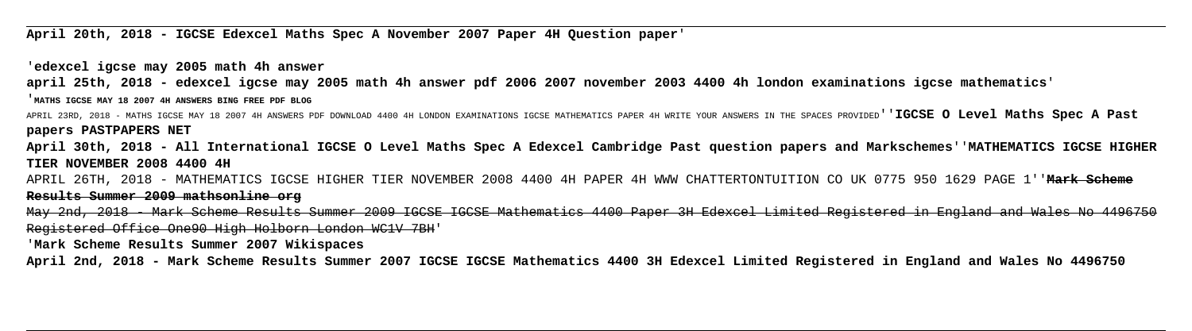**April 20th, 2018 - IGCSE Edexcel Maths Spec A November 2007 Paper 4H Question paper**'

'**edexcel igcse may 2005 math 4h answer**

**april 25th, 2018 - edexcel igcse may 2005 math 4h answer pdf 2006 2007 november 2003 4400 4h london examinations igcse mathematics**'

'**MATHS IGCSE MAY 18 2007 4H ANSWERS BING FREE PDF BLOG**

APRIL 23RD, 2018 - MATHS IGCSE MAY 18 2007 4H ANSWERS PDF DOWNLOAD 4400 4H LONDON EXAMINATIONS IGCSE MATHEMATICS PAPER 4H WRITE YOUR ANSWERS IN THE SPACES PROVIDED''**IGCSE O Level Maths Spec A Past papers PASTPAPERS NET**

**April 30th, 2018 - All International IGCSE O Level Maths Spec A Edexcel Cambridge Past question papers and Markschemes**''**MATHEMATICS IGCSE HIGHER TIER NOVEMBER 2008 4400 4H**

APRIL 26TH, 2018 - MATHEMATICS IGCSE HIGHER TIER NOVEMBER 2008 4400 4H PAPER 4H WWW CHATTERTONTUITION CO UK 0775 950 1629 PAGE 1''~~**Mark Scheme Results Summer 2009 mathsonline org**~~

~~May 2nd, 2018 - Mark Scheme Results Summer 2009 IGCSE IGCSE Mathematics 4400 Paper 3H Edexcel Limited Registered in England and Wales No 4496750 Registered Office One90 High Holborn London WC1V 7BH~~'

'**Mark Scheme Results Summer 2007 Wikispaces**

**April 2nd, 2018 - Mark Scheme Results Summer 2007 IGCSE IGCSE Mathematics 4400 3H Edexcel Limited Registered in England and Wales No 4496750**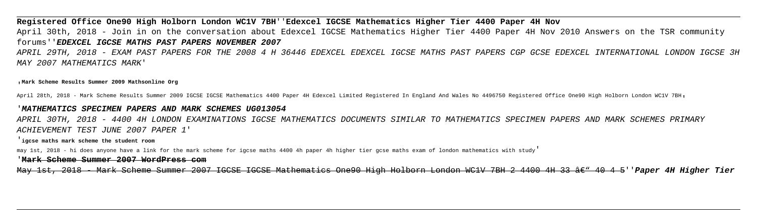**Registered Office One90 High Holborn London WC1V 7BH''Edexcel IGCSE Mathematics Higher Tier 4400 Paper 4H Nov**

April 30th, 2018 - Join in on the conversation about Edexcel IGCSE Mathematics Higher Tier 4400 Paper 4H Nov 2010 Answers on the TSR community forums''***EDEXCEL IGCSE MATHS PAST PAPERS NOVEMBER 2007***

*APRIL 29TH, 2018 - EXAM PAST PAPERS FOR THE 2008 4 H 36446 EDEXCEL EDEXCEL IGCSE MATHS PAST PAPERS CGP GCSE EDEXCEL INTERNATIONAL LONDON IGCSE 3H MAY 2007 MATHEMATICS MARK*'

'**Mark Scheme Results Summer 2009 Mathsonline Org**

April 28th, 2018 - Mark Scheme Results Summer 2009 IGCSE IGCSE Mathematics 4400 Paper 4H Edexcel Limited Registered In England And Wales No 4496750 Registered Office One90 High Holborn London WC1V 7BH'

'***MATHEMATICS SPECIMEN PAPERS AND MARK SCHEMES UG013054***

*APRIL 30TH, 2018 - 4400 4H LONDON EXAMINATIONS IGCSE MATHEMATICS DOCUMENTS SIMILAR TO MATHEMATICS SPECIMEN PAPERS AND MARK SCHEMES PRIMARY ACHIEVEMENT TEST JUNE 2007 PAPER 1*'

'**igcse maths mark scheme the student room**

may 1st, 2018 - hi does anyone have a link for the mark scheme for igcse maths 4400 4h paper 4h higher tier gcse maths exam of london mathematics with study'

'**Mark Scheme Summer 2007 WordPress com**

May 1st, 2018 - Mark Scheme Summer 2007 IGCSE IGCSE Mathematics One90 High Holborn London WC1V 7BH 2 4400 4H 33 â€" 40 4 5''***Paper 4H Higher Tier***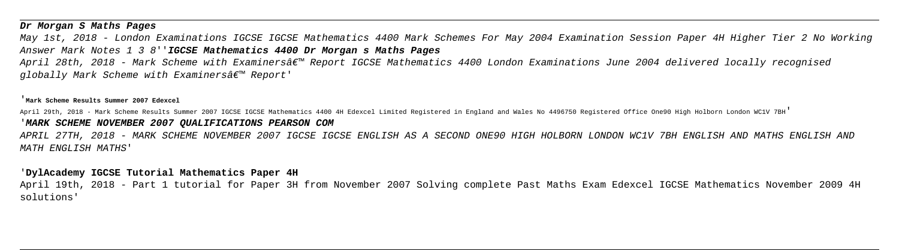**Dr Morgan S Maths Pages**

May 1st, 2018 - London Examinations IGCSE IGCSE Mathematics 4400 Mark Schemes For May 2004 Examination Session Paper 4H Higher Tier 2 No Working Answer Mark Notes 1 3 8''**IGCSE Mathematics 4400 Dr Morgan s Maths Pages**

*April 28th, 2018 - Mark Scheme with Examinersâ€™ Report IGCSE Mathematics 4400 London Examinations June 2004 delivered locally recognised globally Mark Scheme with Examinersâ€™ Report'*

'**Mark Scheme Results Summer 2007 Edexcel**

April 29th, 2018 - Mark Scheme Results Summer 2007 IGCSE IGCSE Mathematics 4400 4H Edexcel Limited Registered in England and Wales No 4496750 Registered Office One90 High Holborn London WC1V 7BH'

'***MARK SCHEME NOVEMBER 2007 QUALIFICATIONS PEARSON COM***

*APRIL 27TH, 2018 - MARK SCHEME NOVEMBER 2007 IGCSE IGCSE ENGLISH AS A SECOND ONE90 HIGH HOLBORN LONDON WC1V 7BH ENGLISH AND MATHS ENGLISH AND MATH ENGLISH MATHS'*

'**DylAcademy IGCSE Tutorial Mathematics Paper 4H**

April 19th, 2018 - Part 1 tutorial for Paper 3H from November 2007 Solving complete Past Maths Exam Edexcel IGCSE Mathematics November 2009 4H solutions'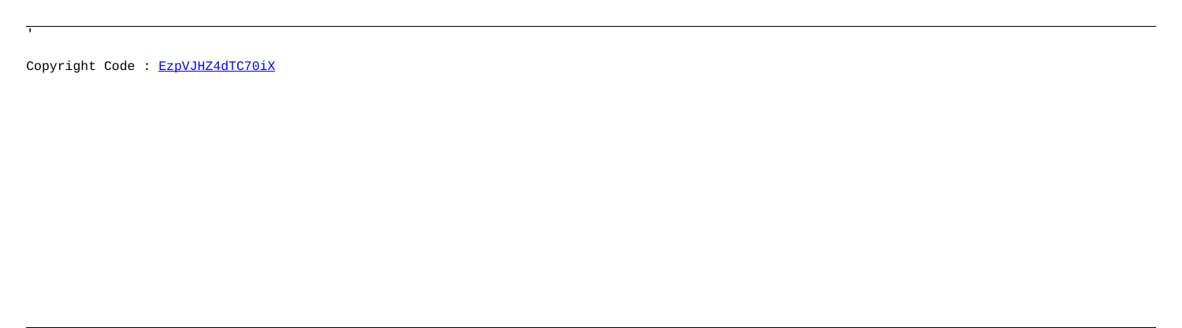Copyright Code : EzpVJHZ4dTC70iX